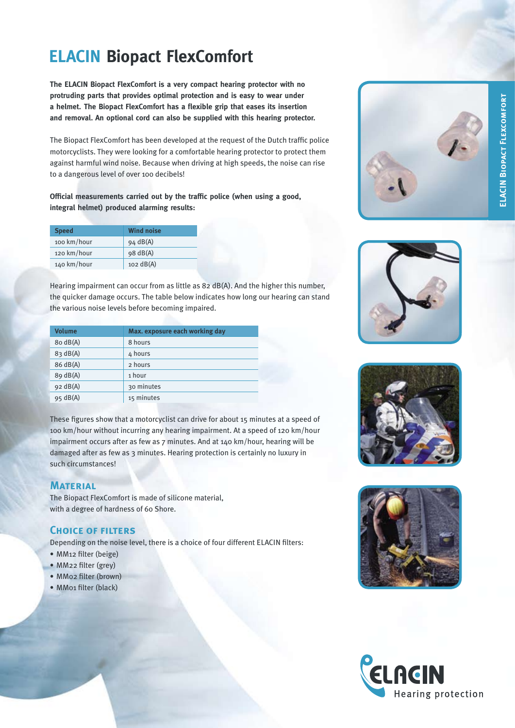# ELACIN Biopact FlexComfort

**The ELACIN Biopact FlexComfort is a very compact hearing protector with no protruding parts that provides optimal protection and is easy to wear under a helmet. The Biopact FlexComfort has a flexible grip that eases its insertion and removal. An optional cord can also be supplied with this hearing protector.**

The Biopact FlexComfort has been developed at the request of the Dutch traffic police motorcyclists. They were looking for a comfortable hearing protector to protect them against harmful wind noise. Because when driving at high speeds, the noise can rise to a dangerous level of over 100 decibels!

**Official measurements carried out by the traffic police (when using a good, integral helmet) produced alarming results:**

| Speed | Wind noise |
|---|---|
| 100 km/hour | 94 dB(A) |
| 120 km/hour | 98 dB(A) |
| 140 km/hour | 102 dB(A) |

Hearing impairment can occur from as little as 82 dB(A). And the higher this number, the quicker damage occurs. The table below indicates how long our hearing can stand the various noise levels before becoming impaired.

| Volume | Max. exposure each working day |
|---|---|
| 80 dB(A) | 8 hours |
| 83 dB(A) | 4 hours |
| 86 dB(A) | 2 hours |
| 89 dB(A) | 1 hour |
| 92 dB(A) | 30 minutes |
| 95 dB(A) | 15 minutes |

These figures show that a motorcyclist can drive for about 15 minutes at a speed of 100 km/hour without incurring any hearing impairment. At a speed of 120 km/hour impairment occurs after as few as 7 minutes. And at 140 km/hour, hearing will be damaged after as few as 3 minutes. Hearing protection is certainly no luxury in such circumstances!

## Material

The Biopact FlexComfort is made of silicone material, with a degree of hardness of 60 Shore.

## Choice of filters

Depending on the noise level, there is a choice of four different ELACIN filters:

- MM12 filter (beige)
- MM22 filter (grey)
- MM02 filter (brown)
- MM01 filter (black)

ELACIN Hearing protection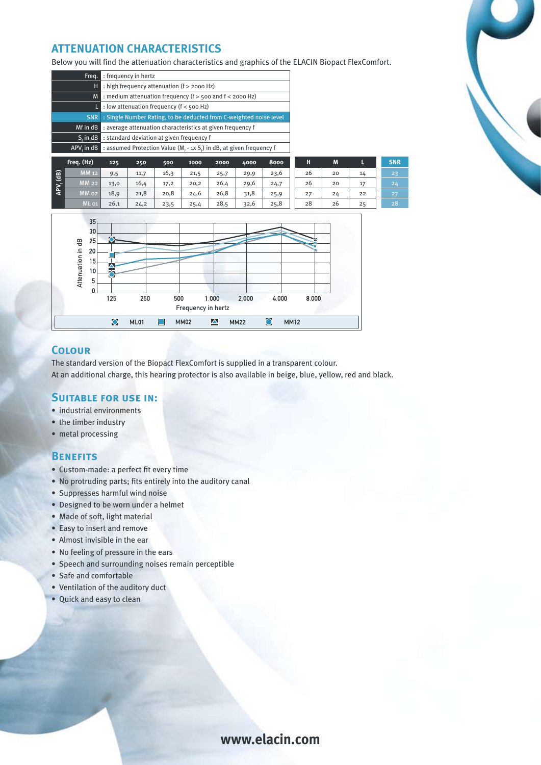## ATTENUATION CHARACTERISTICS

Below you will find the attenuation characteristics and graphics of the ELACIN Biopact FlexComfort.

| | |
|---|---|
| Freq. | : frequency in hertz |
| H | : high frequency attenuation (f > 2000 Hz) |
| M | : medium attenuation frequency (f > 500 and f < 2000 Hz) |
| L | : low attenuation frequency (f < 500 Hz) |
| SNR | : Single Number Rating, to be deducted from C-weighted noise level |
| Mf in dB | : average attenuation characteristics at given frequency f |
| $S_f$ in dB | : standard deviation at given frequency f |
| $APV_f$ in dB | : assumed Protection Value ($M_f$ - 1x $S_f$) in dB, at given frequency f |

| $APV_f$ (dB) | Freq. (Hz) | 125 | 250 | 500 | 1000 | 2000 | 4000 | 8000 | H | M | L | SNR |
|---|---|---|---|---|---|---|---|---|---|---|---|---|
| | MM 12 | 9,5 | 11,7 | 16,3 | 21,5 | 25,7 | 29,9 | 23,6 | 26 | 20 | 14 | 23 |
| | MM 22 | 13,0 | 16,4 | 17,2 | 20,2 | 26,4 | 29,6 | 24,7 | 26 | 20 | 17 | 24 |
| | MM 02 | 18,9 | 21,8 | 20,8 | 24,6 | 26,8 | 31,8 | 25,9 | 27 | 24 | 22 | 27 |
| | ML 01 | 26,1 | 24,2 | 23,5 | 25,4 | 28,5 | 32,6 | 25,8 | 28 | 26 | 25 | 28 |

Attenuation in dB

35 30 25 20 15 10 5 0

125 250 500 1.000 2.000 4.000 8.000

Frequency in hertz

ML01 MM02 MM22 MM12

## Colour

The standard version of the Biopact FlexComfort is supplied in a transparent colour.
At an additional charge, this hearing protector is also available in beige, blue, yellow, red and black.

## Suitable for use in:

- industrial environments
- the timber industry
- metal processing

## Benefits

- Custom-made: a perfect fit every time
- No protruding parts; fits entirely into the auditory canal
- Suppresses harmful wind noise
- Designed to be worn under a helmet
- Made of soft, light material
- Easy to insert and remove
- Almost invisible in the ear
- No feeling of pressure in the ears
- Speech and surrounding noises remain perceptible
- Safe and comfortable
- Ventilation of the auditory duct
- Quick and easy to clean

**www.elacin.com**